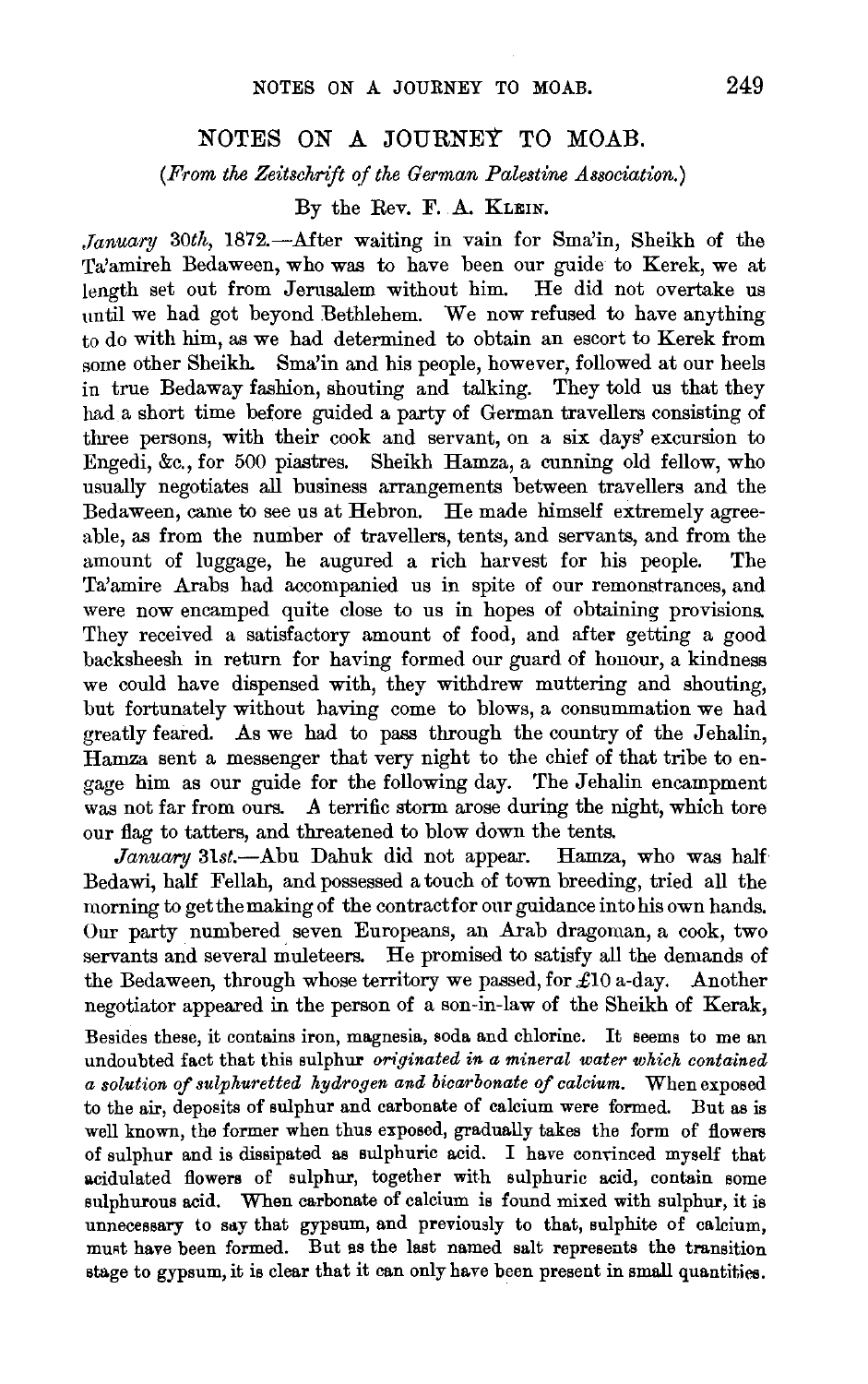# NOTES ON A JOURNEY TO MOAB.

*(From the Zeitschrift of the German Palestine Association.)*

By the Rev. F. A. KLEIN.

*January 30th*, 1872.—After waiting in vain for Sma'in, Sheikh of the Ta'amireh Bedaween, who was to have been our guide to Kerek, we at length set out from Jerusalem without him. He did not overtake us until we had got beyond Bethlehem. We now refused to have anything to do with him, as we had determined to obtain an escort to Kerek from some other Sheikh. Sma'in and his people, however, followed at our heels in true Bedaway fashion, shouting and talking. They told us that they had a short time before guided a party of German travellers consisting of three persons, with their cook and servant, on a six days' excursion to Engedi, &c., for 500 piastres. Sheikh Hamza, a cunning old fellow, who usually negotiates all business arrangements between travellers and the Bedaween, came to see us at Hebron. He made himself extremely agreeable, as from the number of travellers, tents, and servants, and from the amount of luggage, he augured a rich harvest for his people. The Ta'amire Arabs had accompanied us in spite of our remonstrances, and were now encamped quite close to us in hopes of obtaining provisions. They received a satisfactory amount of food, and after getting a good backsheesh in return for having formed our guard of honour, a kindness we could have dispensed with, they withdrew muttering and shouting, but fortunately without having come to blows, a consummation we had greatly feared. As we had to pass through the country of the Jehalin, Hamza sent a messenger that very night to the chief of that tribe to engage him as our guide for the following day. The Jehalin encampment was not far from ours. A terrific storm arose during the night, which tore our flag to tatters, and threatened to blow down the tents.

*January 31st*.—Abu Dahuk did not appear. Hamza, who was half Bedawi, half Fellah, and possessed a touch of town breeding, tried all the morning to get the making of the contract for our guidance into his own hands. Our party numbered seven Europeans, an Arab dragoman, a cook, two servants and several muleteers. He promised to satisfy all the demands of the Bedaween, through whose territory we passed, for £10 a-day. Another negotiator appeared in the person of a son-in-law of the Sheikh of Kerak,

Besides these, it contains iron, magnesia, soda and chlorine. It seems to me an undoubted fact that this sulphur *originated in a mineral water which contained a solution of sulphuretted hydrogen and bicarbonate of calcium.* When exposed to the air, deposits of sulphur and carbonate of calcium were formed. But as is well known, the former when thus exposed, gradually takes the form of flowers of sulphur and is dissipated as sulphuric acid. I have convinced myself that acidulated flowers of sulphur, together with sulphuric acid, contain some sulphurous acid. When carbonate of calcium is found mixed with sulphur, it is unnecessary to say that gypsum, and previously to that, sulphite of calcium, must have been formed. But as the last named salt represents the transition stage to gypsum, it is clear that it can only have been present in small quantities.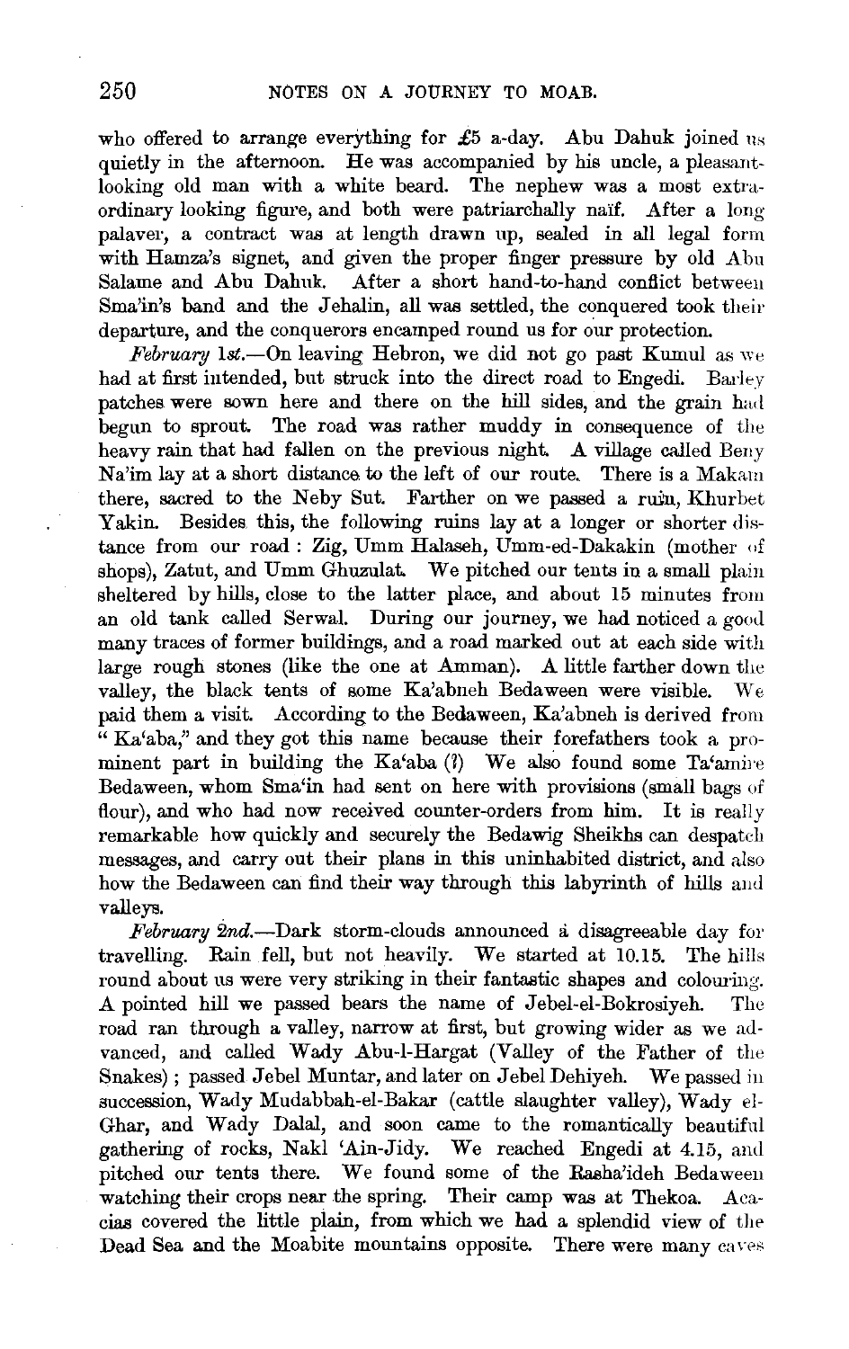who offered to arrange everything for £5 a-day. Abu Dahuk joined us quietly in the afternoon. He was accompanied by his uncle, a pleasant-looking old man with a white beard. The nephew was a most extraordinary looking figure, and both were patriarchally naïf. After a long palaver, a contract was at length drawn up, sealed in all legal form with Hamza's signet, and given the proper finger pressure by old Abu Salame and Abu Dahuk. After a short hand-to-hand conflict between Sma'in's band and the Jehalin, all was settled, the conquered took their departure, and the conquerors encamped round us for our protection.

*February 1st.*—On leaving Hebron, we did not go past Kumul as we had at first intended, but struck into the direct road to Engedi. Barley patches were sown here and there on the hill sides, and the grain had begun to sprout. The road was rather muddy in consequence of the heavy rain that had fallen on the previous night. A village called Beny Na'im lay at a short distance to the left of our route. There is a Makam there, sacred to the Neby Sut. Farther on we passed a ruin, Khurbet Yakin. Besides this, the following ruins lay at a longer or shorter distance from our road: Zig, Umm Halaseh, Umm-ed-Dakakin (mother of shops), Zatut, and Umm Ghuzulat. We pitched our tents in a small plain sheltered by hills, close to the latter place, and about 15 minutes from an old tank called Serwal. During our journey, we had noticed a good many traces of former buildings, and a road marked out at each side with large rough stones (like the one at Amman). A little farther down the valley, the black tents of some Ka'abneh Bedaween were visible. We paid them a visit. According to the Bedaween, Ka'abneh is derived from "Ka'aba," and they got this name because their forefathers took a prominent part in building the Ka'aba (?) We also found some Ta'amire Bedaween, whom Sma'in had sent on here with provisions (small bags of flour), and who had now received counter-orders from him. It is really remarkable how quickly and securely the Bedawig Sheikhs can despatch messages, and carry out their plans in this uninhabited district, and also how the Bedaween can find their way through this labyrinth of hills and valleys.

*February 2nd.*—Dark storm-clouds announced a disagreeable day for travelling. Rain fell, but not heavily. We started at 10.15. The hills round about us were very striking in their fantastic shapes and colouring. A pointed hill we passed bears the name of Jebel-el-Bokrosiyeh. The road ran through a valley, narrow at first, but growing wider as we advanced, and called Wady Abu-l-Hargat (Valley of the Father of the Snakes); passed Jebel Muntar, and later on Jebel Dehiyeh. We passed in succession, Wady Mudabbah-el-Bakar (cattle slaughter valley), Wady el-Ghar, and Wady Dalal, and soon came to the romantically beautiful gathering of rocks, Nakl 'Ain-Jidy. We reached Engedi at 4.15, and pitched our tents there. We found some of the Rasha'ideh Bedaween watching their crops near the spring. Their camp was at Thekoa. Acacias covered the little plain, from which we had a splendid view of the Dead Sea and the Moabite mountains opposite. There were many caves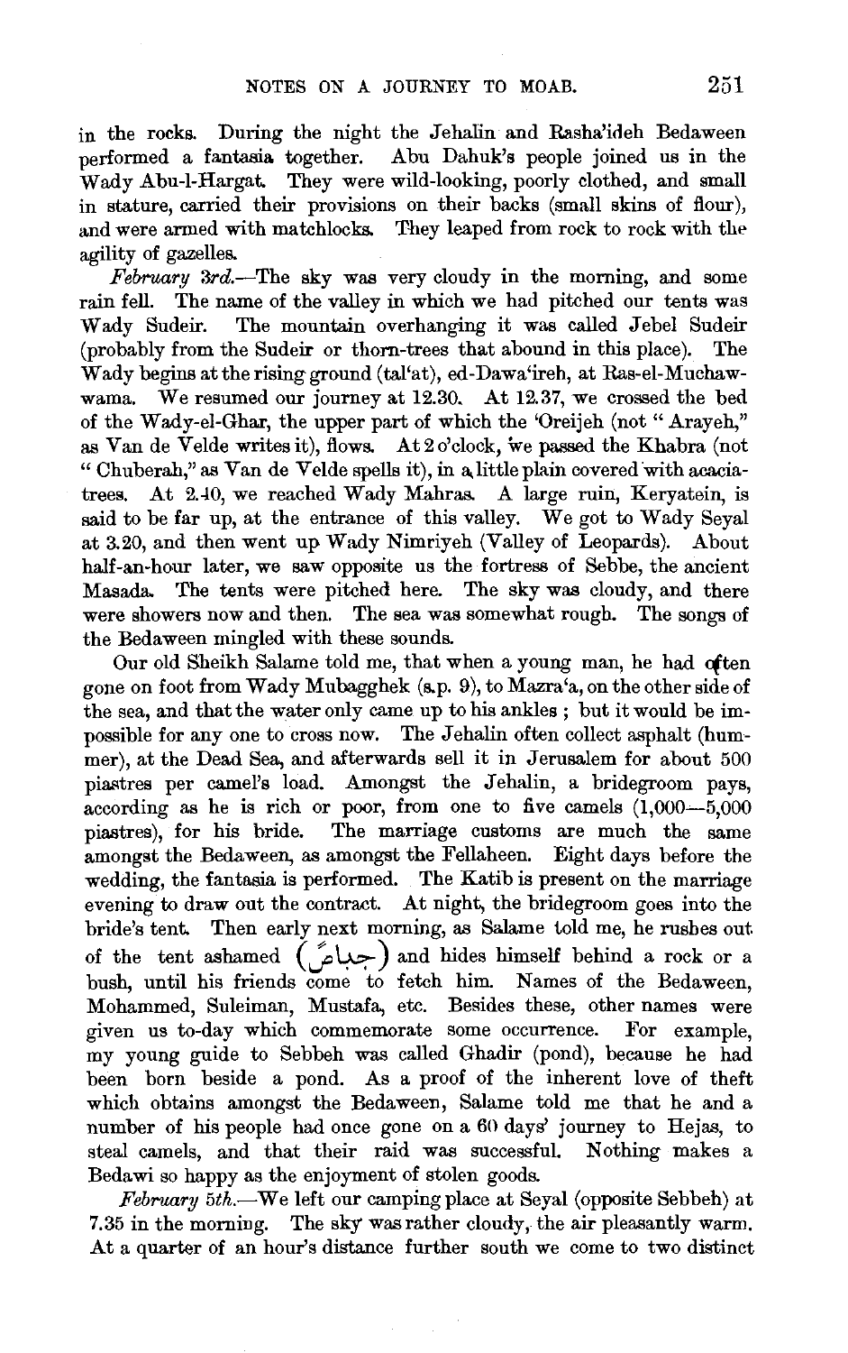in the rocks. During the night the Jehalin and Rasha'ideh Bedaween performed a fantasia together. Abu Dahuk's people joined us in the Wady Abu-l-Hargat. They were wild-looking, poorly clothed, and small in stature, carried their provisions on their backs (small skins of flour), and were armed with matchlocks. They leaped from rock to rock with the agility of gazelles.

*February 3rd.*—The sky was very cloudy in the morning, and some rain fell. The name of the valley in which we had pitched our tents was Wady Sudeir. The mountain overhanging it was called Jebel Sudeir (probably from the Sudeir or thorn-trees that abound in this place). The Wady begins at the rising ground (tal'at), ed-Dawa'ireh, at Ras-el-Muchawwama. We resumed our journey at 12.30. At 12.37, we crossed the bed of the Wady-el-Ghar, the upper part of which the 'Oreijeh (not "Arayeh," as Van de Velde writes it), flows. At 2 o'clock, we passed the Khabra (not "Chuberah," as Van de Velde spells it), in a little plain covered with acacia-trees. At 2.40, we reached Wady Mahras. A large ruin, Keryatein, is said to be far up, at the entrance of this valley. We got to Wady Seyal at 3.20, and then went up Wady Nimriyeh (Valley of Leopards). About half-an-hour later, we saw opposite us the fortress of Sebbe, the ancient Masada. The tents were pitched here. The sky was cloudy, and there were showers now and then. The sea was somewhat rough. The songs of the Bedaween mingled with these sounds.

Our old Sheikh Salame told me, that when a young man, he had often gone on foot from Wady Mubagghek (s.p. 9), to Mazra'a, on the other side of the sea, and that the water only came up to his ankles; but it would be impossible for any one to cross now. The Jehalin often collect asphalt (hummer), at the Dead Sea, and afterwards sell it in Jerusalem for about 500 piastres per camel's load. Amongst the Jehalin, a bridegroom pays, according as he is rich or poor, from one to five camels (1,000—5,000 piastres), for his bride. The marriage customs are much the same amongst the Bedaween, as amongst the Fellaheen. Eight days before the wedding, the fantasia is performed. The Katib is present on the marriage evening to draw out the contract. At night, the bridegroom goes into the bride's tent. Then early next morning, as Salame told me, he rushes out of the tent ashamed (حيلان) and hides himself behind a rock or a bush, until his friends come to fetch him. Names of the Bedaween, Mohammed, Suleiman, Mustafa, etc. Besides these, other names were given us to-day which commemorate some occurrence. For example, my young guide to Sebbeh was called Ghadir (pond), because he had been born beside a pond. As a proof of the inherent love of theft which obtains amongst the Bedaween, Salame told me that he and a number of his people had once gone on a 60 days' journey to Hejas, to steal camels, and that their raid was successful. Nothing makes a Bedawi so happy as the enjoyment of stolen goods.

*February 5th.*—We left our camping place at Seyal (opposite Sebbeh) at 7.35 in the morning. The sky was rather cloudy, the air pleasantly warm. At a quarter of an hour's distance further south we come to two distinct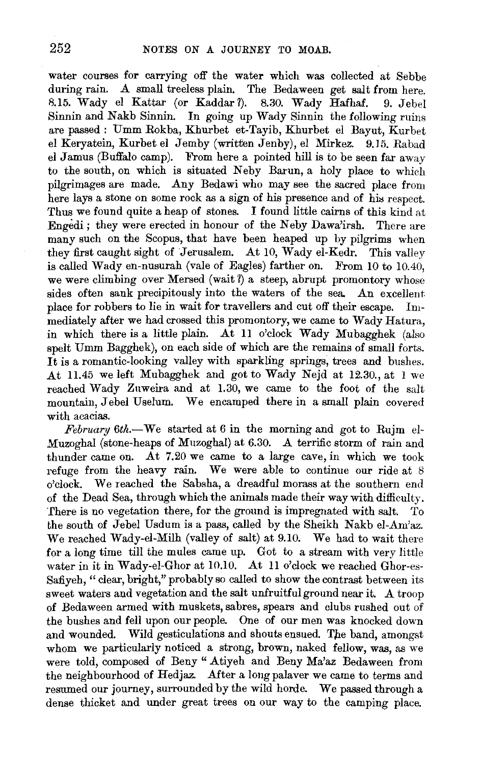water courses for carrying off the water which was collected at Sebbe during rain. A small treeless plain. The Bedaween get salt from here. 8.15. Wady el Kattar (or Kaddar ?). 8.30. Wady Hafhaf. 9. Jebel Sinnin and Nakb Sinnin. In going up Wady Sinnin the following ruins are passed : Umm Rokba, Khurbet et-Tayib, Khurbet el Bayut, Kurbet el Keryatein, Kurbet el Jemby (written Jenby), el Mirkez. 9.15. Rabad el Jamus (Buffalo camp). From here a pointed hill is to be seen far away to the south, on which is situated Neby Barun, a holy place to which pilgrimages are made. Any Bedawi who may see the sacred place from here lays a stone on some rock as a sign of his presence and of his respect. Thus we found quite a heap of stones. I found little cairns of this kind at Engedi ; they were erected in honour of the Neby Dawa'irsh. There are many such on the Scopus, that have been heaped up by pilgrims when they first caught sight of Jerusalem. At 10, Wady el-Kedr. This valley is called Wady en-nusurah (vale of Eagles) farther on. From 10 to 10.40, we were climbing over Mersed (wait ?) a steep, abrupt promontory whose sides often sank precipitously into the waters of the sea. An excellent place for robbers to lie in wait for travellers and cut off their escape. Immediately after we had crossed this promontory, we came to Wady Hatura, in which there is a little plain. At 11 o'clock Wady Mubagghek (also spelt Umm Bagghek), on each side of which are the remains of small forts. It is a romantic-looking valley with sparkling springs, trees and bushes. At 11.45 we left Mubagghek and got to Wady Nejd at 12.30., at 1 we reached Wady Zuweira and at 1.30, we came to the foot of the salt mountain, Jebel Uselum. We encamped there in a small plain covered with acacias.

*February 6th.*—We started at 6 in the morning and got to Rujm el-Muzoghal (stone-heaps of Muzoghal) at 6.30. A terrific storm of rain and thunder came on. At 7.20 we came to a large cave, in which we took refuge from the heavy rain. We were able to continue our ride at 8 o'clock. We reached the Sabsha, a dreadful morass at the southern end of the Dead Sea, through which the animals made their way with difficulty. There is no vegetation there, for the ground is impregnated with salt. To the south of Jebel Usdum is a pass, called by the Sheikh Nakb el-Am'az. We reached Wady-el-Milh (valley of salt) at 9.10. We had to wait there for a long time till the mules came up. Got to a stream with very little water in it in Wady-el-Ghor at 10.10. At 11 o'clock we reached Ghor-es-Safiyeh, " clear, bright," probably so called to show the contrast between its sweet waters and vegetation and the salt unfruitful ground near it. A troop of Bedaween armed with muskets, sabres, spears and clubs rushed out of the bushes and fell upon our people. One of our men was knocked down and wounded. Wild gesticulations and shouts ensued. The band, amongst whom we particularly noticed a strong, brown, naked fellow, was, as we were told, composed of Beny " Atiyeh and Beny Ma'az Bedaween from the neighbourhood of Hedjaz. After a long palaver we came to terms and resumed our journey, surrounded by the wild horde. We passed through a dense thicket and under great trees on our way to the camping place.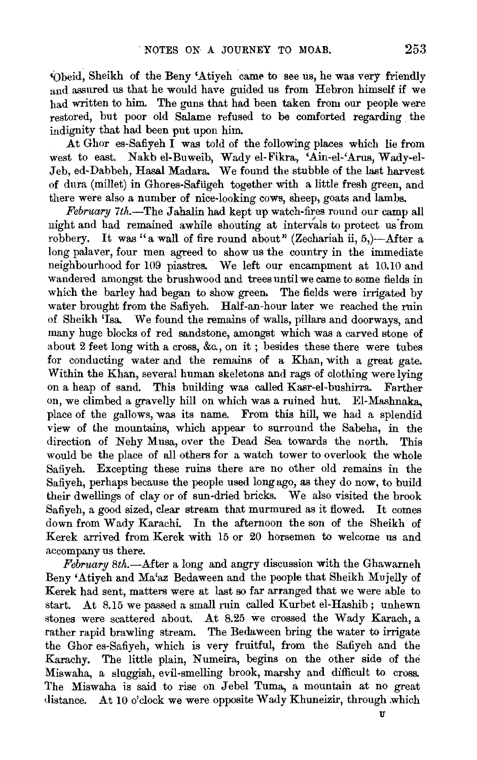'Obeid, Sheikh of the Beny 'Atiyeh came to see us, he was very friendly and assured us that he would have guided us from Hebron himself if we had written to him. The guns that had been taken from our people were restored, but poor old Salame refused to be comforted regarding the indignity that had been put upon him.

At Ghor es-Safiyeh I was told of the following places which lie from west to east. Nakb el-Buweib, Wady el-Fikra, 'Ain-el-'Arus, Wady-el-Jeb, ed-Dabbeh, Hasal Madara. We found the stubble of the last harvest of dura (millet) in Ghores-Safügeh together with a little fresh green, and there were also a number of nice-looking cows, sheep, goats and lambs.

*February 7th.*—The Jahalin had kept up watch-fires round our camp all night and had remained awhile shouting at intervals to protect us from robbery. It was "a wall of fire round about" (Zechariah ii, 5,)—After a long palaver, four men agreed to show us the country in the immediate neighbourhood for 109 piastres. We left our encampment at 10.10 and wandered amongst the brushwood and trees until we came to some fields in which the barley had began to show green. The fields were irrigated by water brought from the Safiyeh. Half-an-hour later we reached the ruin of Sheikh 'Isa. We found the remains of walls, pillars and doorways, and many huge blocks of red sandstone, amongst which was a carved stone of about 2 feet long with a cross, &c., on it; besides these there were tubes for conducting water and the remains of a Khan, with a great gate. Within the Khan, several human skeletons and rags of clothing were lying on a heap of sand. This building was called Kasr-el-bushirra. Farther on, we climbed a gravelly hill on which was a ruined hut. El-Mashnaka, place of the gallows, was its name. From this hill, we had a splendid view of the mountains, which appear to surround the Sabeha, in the direction of Nehy Musa, over the Dead Sea towards the north. This would be the place of all others for a watch tower to overlook the whole Safiyeh. Excepting these ruins there are no other old remains in the Safiyeh, perhaps because the people used long ago, as they do now, to build their dwellings of clay or of sun-dried bricks. We also visited the brook Safiyeh, a good sized, clear stream that murmured as it flowed. It comes down from Wady Karachi. In the afternoon the son of the Sheikh of Kerek arrived from Kerek with 15 or 20 horsemen to welcome us and accompany us there.

*February 8th.*—After a long and angry discussion with the Ghawarneh Beny 'Atiyeh and Ma'az Bedaween and the people that Sheikh Mujelly of Kerek had sent, matters were at last so far arranged that we were able to start. At 8.15 we passed a small ruin called Kurbet el-Hashib; unhewn stones were scattered about. At 8.25 we crossed the Wady Karach, a rather rapid brawling stream. The Bedaween bring the water to irrigate the Ghor es-Safiyeh, which is very fruitful, from the Safiyeh and the Karachy. The little plain, Numeira, begins on the other side of the Miswaha, a sluggish, evil-smelling brook, marshy and difficult to cross. The Miswaha is said to rise on Jebel Tuma, a mountain at no great distance. At 10 o'clock we were opposite Wady Khuneizir, through which

U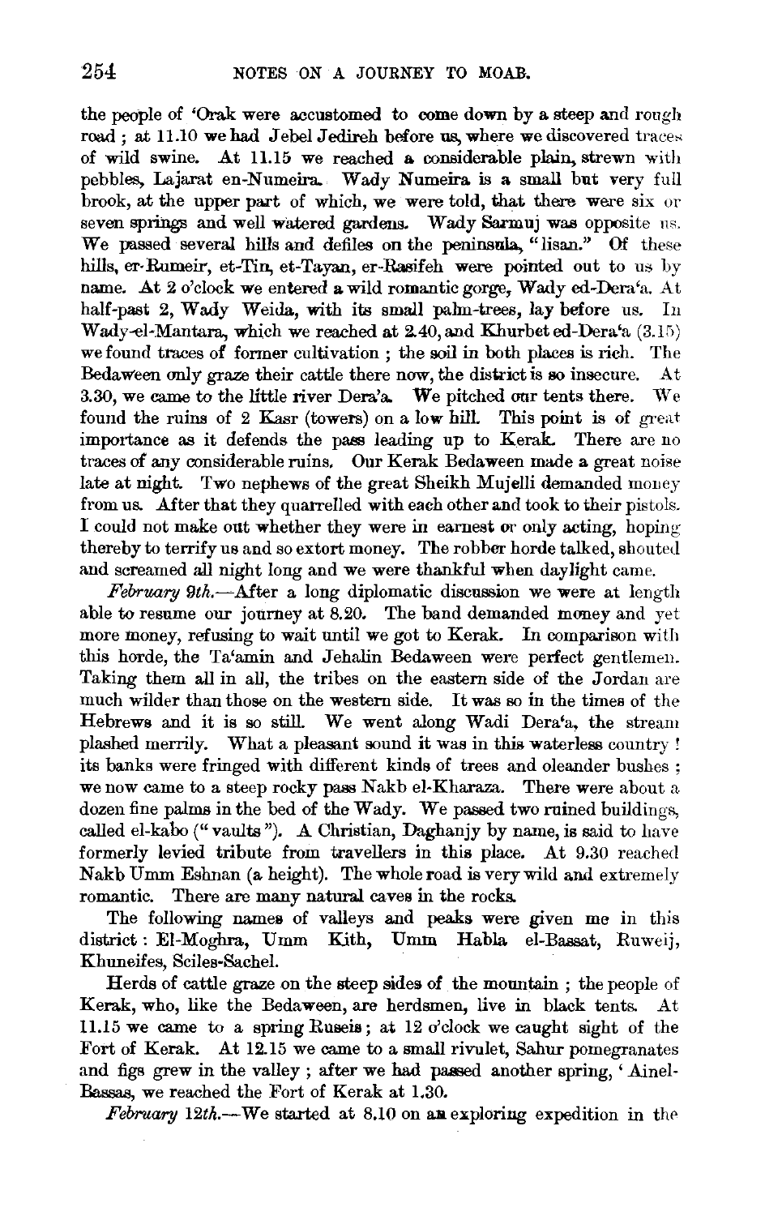the people of 'Orak were accustomed to come down by a steep and rough road; at 11.10 we had Jebel Jedireh before us, where we discovered traces of wild swine. At 11.15 we reached a considerable plain, strewn with pebbles, Lajarat en-Numeira. Wady Numeira is a small but very full brook, at the upper part of which, we were told, that there were six or seven springs and well watered gardens. Wady Sarmuj was opposite us. We passed several hills and defiles on the peninsula, "lisan." Of these hills, er-Rumeir, et-Tin, et-Tayan, er-Rasifeh were pointed out to us by name. At 2 o'clock we entered a wild romantic gorge, Wady ed-Dera'a. At half-past 2, Wady Weida, with its small palm-trees, lay before us. In Wady-el-Mantara, which we reached at 2.40, and Khurbet ed-Dera'a (3.15) we found traces of former cultivation; the soil in both places is rich. The Bedaween only graze their cattle there now, the district is so insecure. At 3.30, we came to the little river Dera'a. We pitched our tents there. We found the ruins of 2 Kasr (towers) on a low hill. This point is of great importance as it defends the pass leading up to Kerak. There are no traces of any considerable ruins. Our Kerak Bedaween made a great noise late at night. Two nephews of the great Sheikh Mujelli demanded money from us. After that they quarrelled with each other and took to their pistols. I could not make out whether they were in earnest or only acting, hoping thereby to terrify us and so extort money. The robber horde talked, shouted and screamed all night long and we were thankful when daylight came.

*February 9th.*—After a long diplomatic discussion we were at length able to resume our journey at 8.20. The band demanded money and yet more money, refusing to wait until we got to Kerak. In comparison with this horde, the Ta'amin and Jehalin Bedaween were perfect gentlemen. Taking them all in all, the tribes on the eastern side of the Jordan are much wilder than those on the western side. It was so in the times of the Hebrews and it is so still. We went along Wadi Dera'a, the stream plashed merrily. What a pleasant sound it was in this waterless country! its banks were fringed with different kinds of trees and oleander bushes; we now came to a steep rocky pass Nakb el-Kharaza. There were about a dozen fine palms in the bed of the Wady. We passed two ruined buildings, called el-kabo ("vaults"). A Christian, Daghanjy by name, is said to have formerly levied tribute from travellers in this place. At 9.30 reached Nakb Umm Eshnan (a height). The whole road is very wild and extremely romantic. There are many natural caves in the rocks.

The following names of valleys and peaks were given me in this district: El-Moghra, Umm Kith, Umm Habla el-Bassat, Ruweij, Khuneifes, Sciles-Sachel.

Herds of cattle graze on the steep sides of the mountain; the people of Kerak, who, like the Bedaween, are herdsmen, live in black tents. At 11.15 we came to a spring Ruseis; at 12 o'clock we caught sight of the Fort of Kerak. At 12.15 we came to a small rivulet, Sahur pomegranates and figs grew in the valley; after we had passed another spring, 'Ainel-Bassas, we reached the Fort of Kerak at 1.30.

*February 12th.*—We started at 8.10 on an exploring expedition in the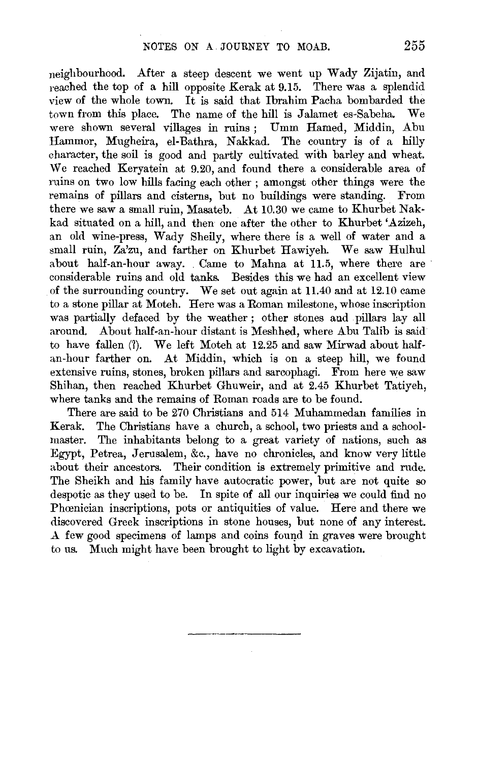neighbourhood. After a steep descent we went up Wady Zijatin, and reached the top of a hill opposite Kerak at 9.15. There was a splendid view of the whole town. It is said that Ibrahim Pacha bombarded the town from this place. The name of the hill is Jalamet es-Sabeha. We were shown several villages in ruins; Umm Hamed, Middin, Abu Hammor, Mugheira, el-Bathra, Nakkad. The country is of a hilly character, the soil is good and partly cultivated with barley and wheat. We reached Keryatein at 9.20, and found there a considerable area of ruins on two low hills facing each other; amongst other things were the remains of pillars and cisterns, but no buildings were standing. From there we saw a small ruin, Masateb. At 10.30 we came to Khurbet Nakkad situated on a hill, and then one after the other to Khurbet 'Azizeh, an old wine-press, Wady Sheily, where there is a well of water and a small ruin, Za'zu, and farther on Khurbet Hawiyeh. We saw Hulhul about half-an-hour away. Came to Mahna at 11.5, where there are considerable ruins and old tanks. Besides this we had an excellent view of the surrounding country. We set out again at 11.40 and at 12.10 came to a stone pillar at Moteh. Here was a Roman milestone, whose inscription was partially defaced by the weather; other stones and pillars lay all around. About half-an-hour distant is Meshhed, where Abu Talib is said to have fallen (?). We left Moteh at 12.25 and saw Mirwad about half-an-hour farther on. At Middin, which is on a steep hill, we found extensive ruins, stones, broken pillars and sarcophagi. From here we saw Shihan, then reached Khurbet Ghuweir, and at 2.45 Khurbet Tatiyeh, where tanks and the remains of Roman roads are to be found.

There are said to be 270 Christians and 514 Muhammedan families in Kerak. The Christians have a church, a school, two priests and a schoolmaster. The inhabitants belong to a great variety of nations, such as Egypt, Petrea, Jerusalem, &c., have no chronicles, and know very little about their ancestors. Their condition is extremely primitive and rude. The Sheikh and his family have autocratic power, but are not quite so despotic as they used to be. In spite of all our inquiries we could find no Phœnician inscriptions, pots or antiquities of value. Here and there we discovered Greek inscriptions in stone houses, but none of any interest. A few good specimens of lamps and coins found in graves were brought to us. Much might have been brought to light by excavation.